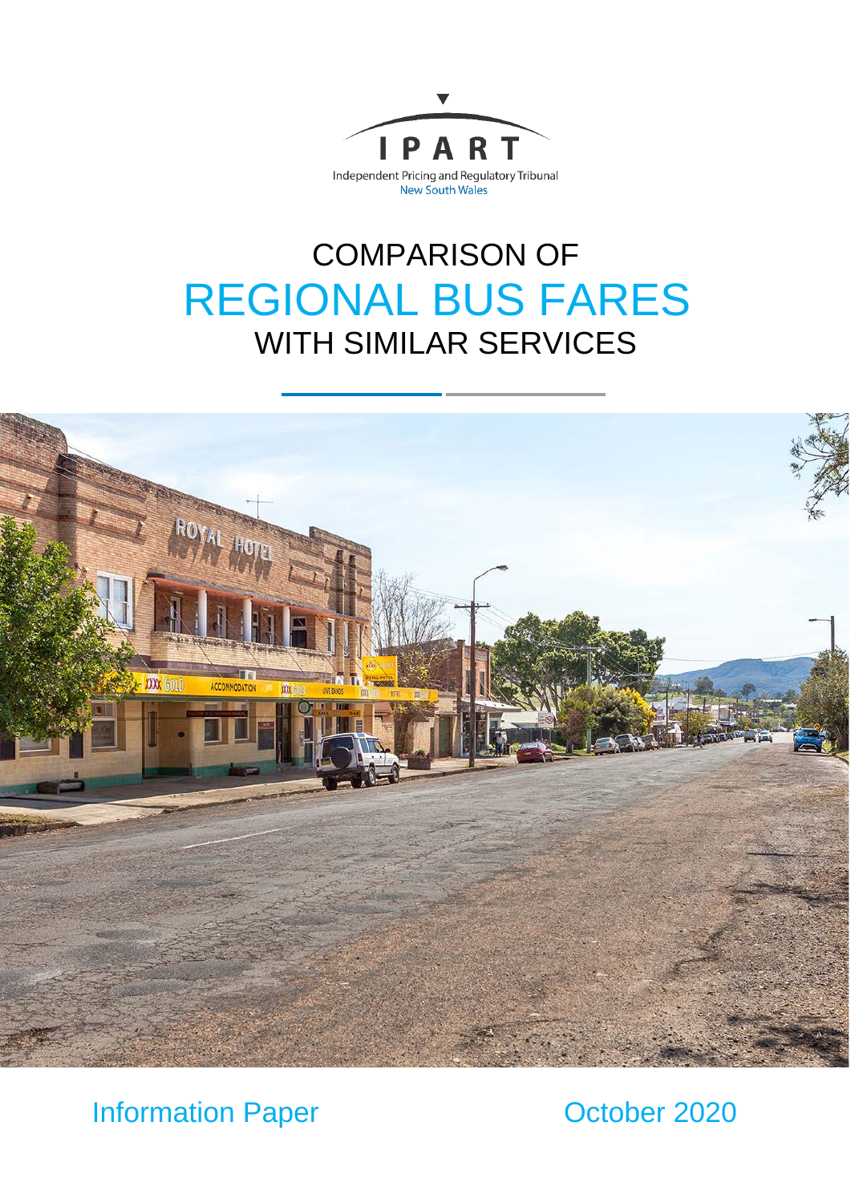IPART

Independent Pricing and Regulatory Tribunal
New South Wales

# COMPARISON OF REGIONAL BUS FARES WITH SIMILAR SERVICES

Information Paper

October 2020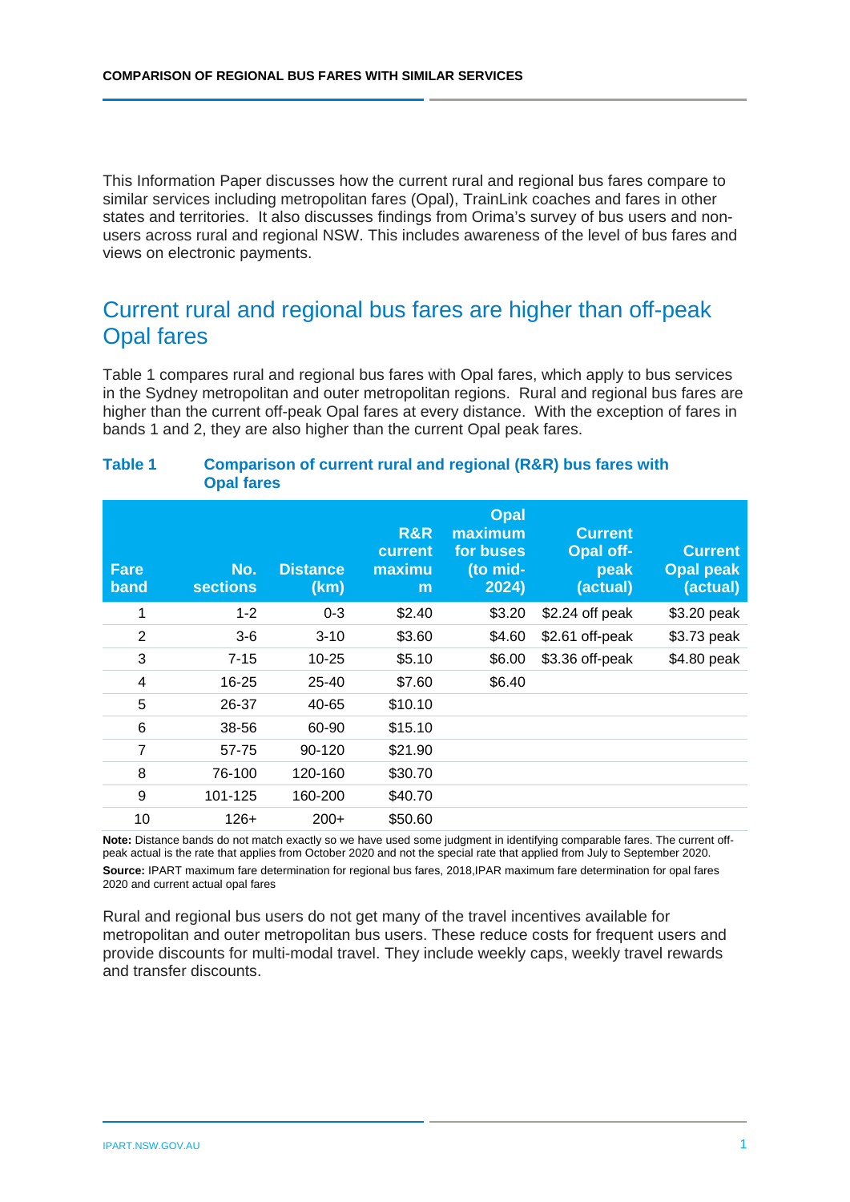This Information Paper discusses how the current rural and regional bus fares compare to similar services including metropolitan fares (Opal), TrainLink coaches and fares in other states and territories. It also discusses findings from Orima's survey of bus users and non-users across rural and regional NSW. This includes awareness of the level of bus fares and views on electronic payments.

## Current rural and regional bus fares are higher than off-peak Opal fares

Table 1 compares rural and regional bus fares with Opal fares, which apply to bus services in the Sydney metropolitan and outer metropolitan regions. Rural and regional bus fares are higher than the current off-peak Opal fares at every distance. With the exception of fares in bands 1 and 2, they are also higher than the current Opal peak fares.

**Table 1 Comparison of current rural and regional (R&R) bus fares with Opal fares**

| Fare band | No. sections | Distance (km) | R&R current maximum | Opal maximum for buses (to mid-2024) | Current Opal off-peak (actual) | Current Opal peak (actual) |
|---|---|---|---|---|---|---|
| 1 | 1-2 | 0-3 | $2.40 | $3.20 | $2.24 off peak | $3.20 peak |
| 2 | 3-6 | 3-10 | $3.60 | $4.60 | $2.61 off-peak | $3.73 peak |
| 3 | 7-15 | 10-25 | $5.10 | $6.00 | $3.36 off-peak | $4.80 peak |
| 4 | 16-25 | 25-40 | $7.60 | $6.40 | | |
| 5 | 26-37 | 40-65 | $10.10 | | | |
| 6 | 38-56 | 60-90 | $15.10 | | | |
| 7 | 57-75 | 90-120 | $21.90 | | | |
| 8 | 76-100 | 120-160 | $30.70 | | | |
| 9 | 101-125 | 160-200 | $40.70 | | | |
| 10 | 126+ | 200+ | $50.60 | | | |

**Note:** Distance bands do not match exactly so we have used some judgment in identifying comparable fares. The current off-peak actual is the rate that applies from October 2020 and not the special rate that applied from July to September 2020.

**Source:** IPART maximum fare determination for regional bus fares, 2018,IPAR maximum fare determination for opal fares 2020 and current actual opal fares

Rural and regional bus users do not get many of the travel incentives available for metropolitan and outer metropolitan bus users. These reduce costs for frequent users and provide discounts for multi-modal travel. They include weekly caps, weekly travel rewards and transfer discounts.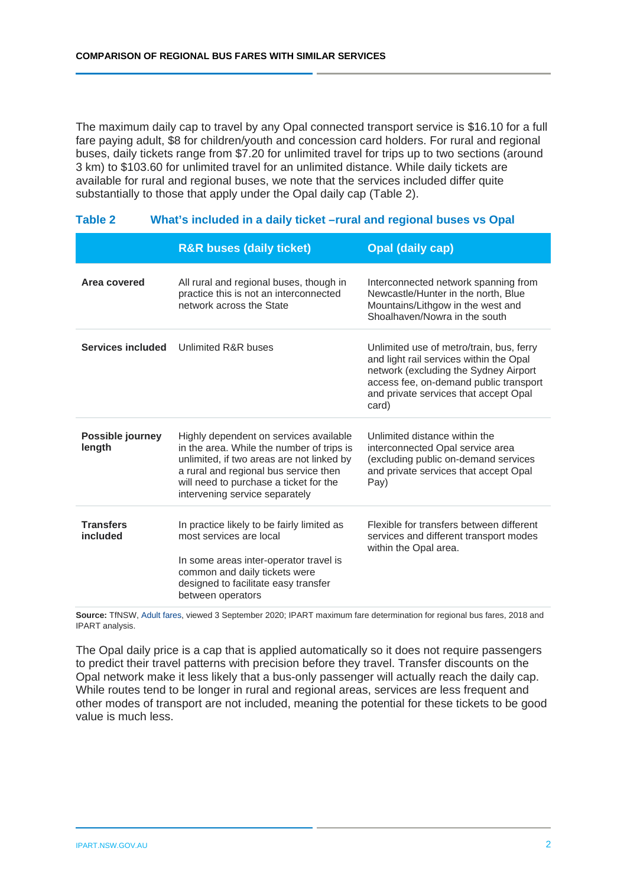The maximum daily cap to travel by any Opal connected transport service is $16.10 for a full fare paying adult, $8 for children/youth and concession card holders. For rural and regional buses, daily tickets range from $7.20 for unlimited travel for trips up to two sections (around 3 km) to $103.60 for unlimited travel for an unlimited distance. While daily tickets are available for rural and regional buses, we note that the services included differ quite substantially to those that apply under the Opal daily cap (Table 2).

**Table 2 What's included in a daily ticket –rural and regional buses vs Opal**

| | R&R buses (daily ticket) | Opal (daily cap) |
|---|---|---|
| **Area covered** | All rural and regional buses, though in practice this is not an interconnected network across the State | Interconnected network spanning from Newcastle/Hunter in the north, Blue Mountains/Lithgow in the west and Shoalhaven/Nowra in the south |
| **Services included** | Unlimited R&R buses | Unlimited use of metro/train, bus, ferry and light rail services within the Opal network (excluding the Sydney Airport access fee, on-demand public transport and private services that accept Opal card) |
| **Possible journey length** | Highly dependent on services available in the area. While the number of trips is unlimited, if two areas are not linked by a rural and regional bus service then will need to purchase a ticket for the intervening service separately | Unlimited distance within the interconnected Opal service area (excluding public on-demand services and private services that accept Opal Pay) |
| **Transfers included** | In practice likely to be fairly limited as most services are local<br><br>In some areas inter-operator travel is common and daily tickets were designed to facilitate easy transfer between operators | Flexible for transfers between different services and different transport modes within the Opal area. |

**Source:** TfNSW, Adult fares, viewed 3 September 2020; IPART maximum fare determination for regional bus fares, 2018 and IPART analysis.

The Opal daily price is a cap that is applied automatically so it does not require passengers to predict their travel patterns with precision before they travel. Transfer discounts on the Opal network make it less likely that a bus-only passenger will actually reach the daily cap. While routes tend to be longer in rural and regional areas, services are less frequent and other modes of transport are not included, meaning the potential for these tickets to be good value is much less.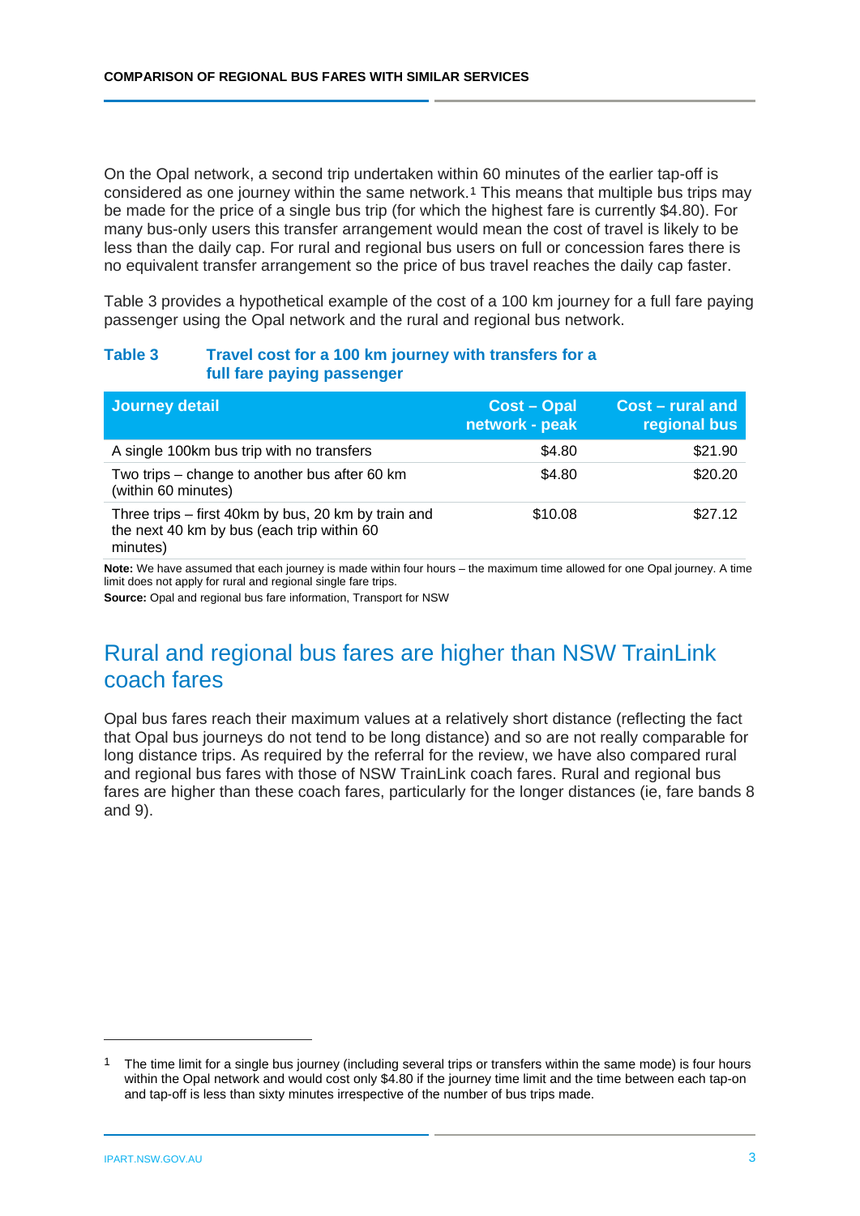On the Opal network, a second trip undertaken within 60 minutes of the earlier tap-off is considered as one journey within the same network.[1] This means that multiple bus trips may be made for the price of a single bus trip (for which the highest fare is currently $4.80). For many bus-only users this transfer arrangement would mean the cost of travel is likely to be less than the daily cap. For rural and regional bus users on full or concession fares there is no equivalent transfer arrangement so the price of bus travel reaches the daily cap faster.

Table 3 provides a hypothetical example of the cost of a 100 km journey for a full fare paying passenger using the Opal network and the rural and regional bus network.

**Table 3 Travel cost for a 100 km journey with transfers for a full fare paying passenger**

| Journey detail | Cost – Opal network - peak | Cost – rural and regional bus |
|---|---:|---:|
| A single 100km bus trip with no transfers | $4.80 | $21.90 |
| Two trips – change to another bus after 60 km (within 60 minutes) | $4.80 | $20.20 |
| Three trips – first 40km by bus, 20 km by train and the next 40 km by bus (each trip within 60 minutes) | $10.08 | $27.12 |

**Note:** We have assumed that each journey is made within four hours – the maximum time allowed for one Opal journey. A time limit does not apply for rural and regional single fare trips.

**Source:** Opal and regional bus fare information, Transport for NSW

## Rural and regional bus fares are higher than NSW TrainLink coach fares

Opal bus fares reach their maximum values at a relatively short distance (reflecting the fact that Opal bus journeys do not tend to be long distance) and so are not really comparable for long distance trips. As required by the referral for the review, we have also compared rural and regional bus fares with those of NSW TrainLink coach fares. Rural and regional bus fares are higher than these coach fares, particularly for the longer distances (ie, fare bands 8 and 9).

[1] The time limit for a single bus journey (including several trips or transfers within the same mode) is four hours within the Opal network and would cost only $4.80 if the journey time limit and the time between each tap-on and tap-off is less than sixty minutes irrespective of the number of bus trips made.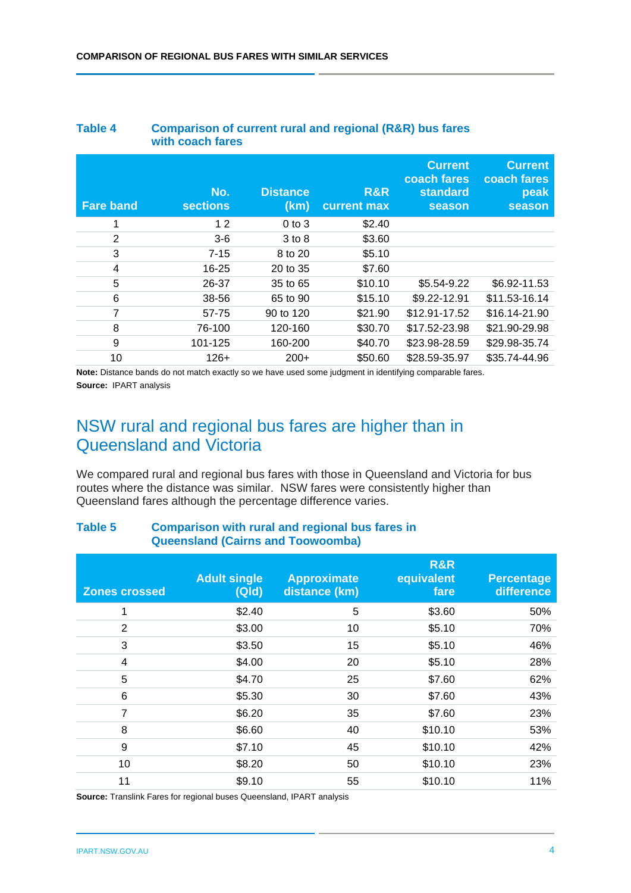**Table 4 Comparison of current rural and regional (R&R) bus fares with coach fares**

| Fare band | No. sections | Distance (km) | R&R current max | Current coach fares standard season | Current coach fares peak season |
|---|---|---|---|---|---|
| 1 | 1 2 | 0 to 3 | $2.40 | | |
| 2 | 3-6 | 3 to 8 | $3.60 | | |
| 3 | 7-15 | 8 to 20 | $5.10 | | |
| 4 | 16-25 | 20 to 35 | $7.60 | | |
| 5 | 26-37 | 35 to 65 | $10.10 | $5.54-9.22 | $6.92-11.53 |
| 6 | 38-56 | 65 to 90 | $15.10 | $9.22-12.91 | $11.53-16.14 |
| 7 | 57-75 | 90 to 120 | $21.90 | $12.91-17.52 | $16.14-21.90 |
| 8 | 76-100 | 120-160 | $30.70 | $17.52-23.98 | $21.90-29.98 |
| 9 | 101-125 | 160-200 | $40.70 | $23.98-28.59 | $29.98-35.74 |
| 10 | 126+ | 200+ | $50.60 | $28.59-35.97 | $35.74-44.96 |

**Note:** Distance bands do not match exactly so we have used some judgment in identifying comparable fares.

**Source:** IPART analysis

## NSW rural and regional bus fares are higher than in Queensland and Victoria

We compared rural and regional bus fares with those in Queensland and Victoria for bus routes where the distance was similar. NSW fares were consistently higher than Queensland fares although the percentage difference varies.

**Table 5 Comparison with rural and regional bus fares in Queensland (Cairns and Toowoomba)**

| Zones crossed | Adult single (Qld) | Approximate distance (km) | R&R equivalent fare | Percentage difference |
|---|---|---|---|---|
| 1 | $2.40 | 5 | $3.60 | 50% |
| 2 | $3.00 | 10 | $5.10 | 70% |
| 3 | $3.50 | 15 | $5.10 | 46% |
| 4 | $4.00 | 20 | $5.10 | 28% |
| 5 | $4.70 | 25 | $7.60 | 62% |
| 6 | $5.30 | 30 | $7.60 | 43% |
| 7 | $6.20 | 35 | $7.60 | 23% |
| 8 | $6.60 | 40 | $10.10 | 53% |
| 9 | $7.10 | 45 | $10.10 | 42% |
| 10 | $8.20 | 50 | $10.10 | 23% |
| 11 | $9.10 | 55 | $10.10 | 11% |

**Source:** Translink Fares for regional buses Queensland, IPART analysis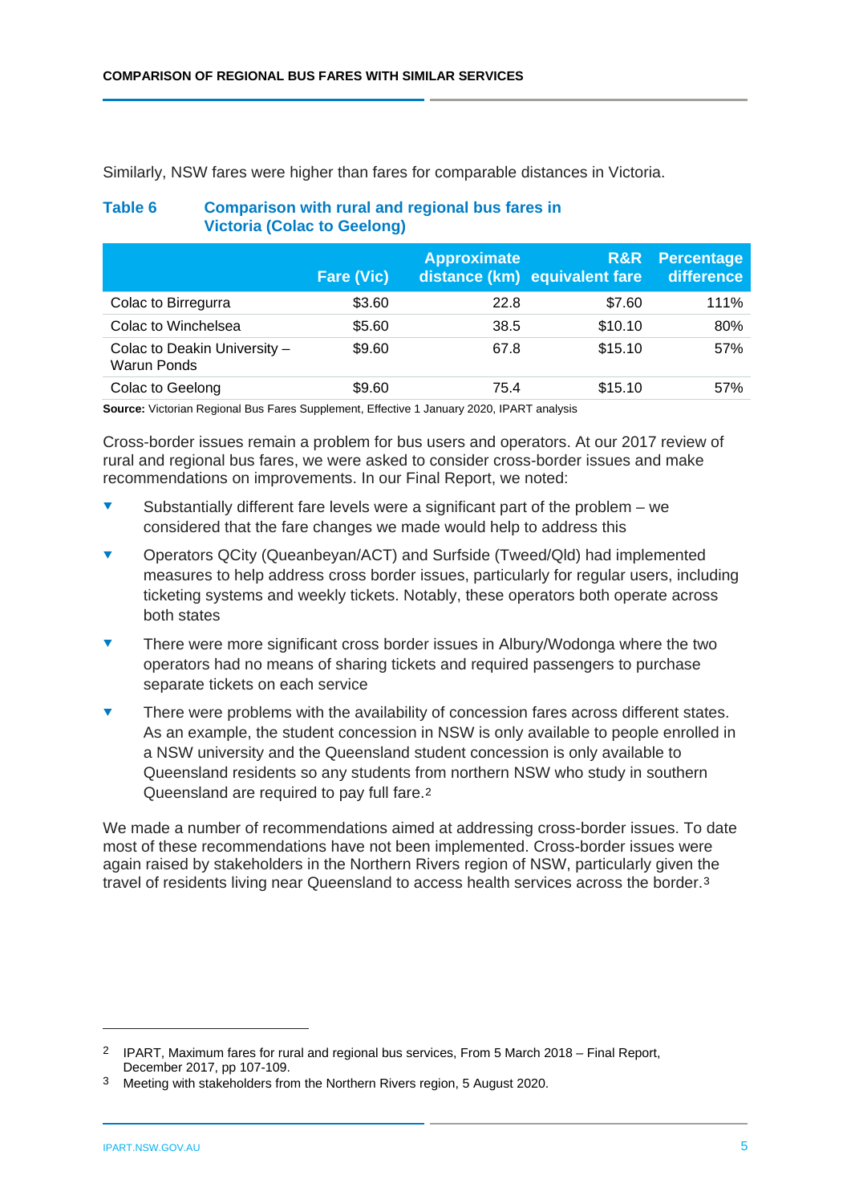Similarly, NSW fares were higher than fares for comparable distances in Victoria.

**Table 6 Comparison with rural and regional bus fares in Victoria (Colac to Geelong)**

| | Fare (Vic) | Approximate distance (km) | R&R equivalent fare | Percentage difference |
|---|---|---|---|---|
| Colac to Birregurra | $3.60 | 22.8 | $7.60 | 111% |
| Colac to Winchelsea | $5.60 | 38.5 | $10.10 | 80% |
| Colac to Deakin University – Warun Ponds | $9.60 | 67.8 | $15.10 | 57% |
| Colac to Geelong | $9.60 | 75.4 | $15.10 | 57% |

**Source:** Victorian Regional Bus Fares Supplement, Effective 1 January 2020, IPART analysis

Cross-border issues remain a problem for bus users and operators. At our 2017 review of rural and regional bus fares, we were asked to consider cross-border issues and make recommendations on improvements. In our Final Report, we noted:

- Substantially different fare levels were a significant part of the problem – we considered that the fare changes we made would help to address this
- Operators QCity (Queanbeyan/ACT) and Surfside (Tweed/Qld) had implemented measures to help address cross border issues, particularly for regular users, including ticketing systems and weekly tickets. Notably, these operators both operate across both states
- There were more significant cross border issues in Albury/Wodonga where the two operators had no means of sharing tickets and required passengers to purchase separate tickets on each service
- There were problems with the availability of concession fares across different states. As an example, the student concession in NSW is only available to people enrolled in a NSW university and the Queensland student concession is only available to Queensland residents so any students from northern NSW who study in southern Queensland are required to pay full fare.[2]

We made a number of recommendations aimed at addressing cross-border issues. To date most of these recommendations have not been implemented. Cross-border issues were again raised by stakeholders in the Northern Rivers region of NSW, particularly given the travel of residents living near Queensland to access health services across the border.[3]

---

[2] IPART, Maximum fares for rural and regional bus services, From 5 March 2018 – Final Report, December 2017, pp 107-109.

[3] Meeting with stakeholders from the Northern Rivers region, 5 August 2020.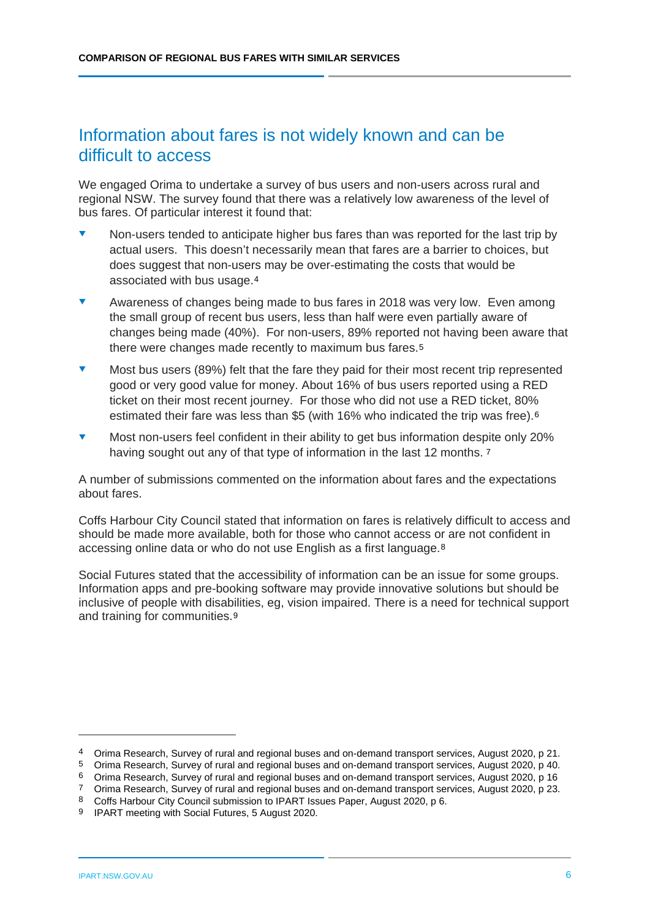## Information about fares is not widely known and can be difficult to access

We engaged Orima to undertake a survey of bus users and non-users across rural and regional NSW. The survey found that there was a relatively low awareness of the level of bus fares. Of particular interest it found that:

- Non-users tended to anticipate higher bus fares than was reported for the last trip by actual users. This doesn't necessarily mean that fares are a barrier to choices, but does suggest that non-users may be over-estimating the costs that would be associated with bus usage.[4]
- Awareness of changes being made to bus fares in 2018 was very low. Even among the small group of recent bus users, less than half were even partially aware of changes being made (40%). For non-users, 89% reported not having been aware that there were changes made recently to maximum bus fares.[5]
- Most bus users (89%) felt that the fare they paid for their most recent trip represented good or very good value for money. About 16% of bus users reported using a RED ticket on their most recent journey. For those who did not use a RED ticket, 80% estimated their fare was less than $5 (with 16% who indicated the trip was free).[6]
- Most non-users feel confident in their ability to get bus information despite only 20% having sought out any of that type of information in the last 12 months.[7]

A number of submissions commented on the information about fares and the expectations about fares.

Coffs Harbour City Council stated that information on fares is relatively difficult to access and should be made more available, both for those who cannot access or are not confident in accessing online data or who do not use English as a first language.[8]

Social Futures stated that the accessibility of information can be an issue for some groups. Information apps and pre-booking software may provide innovative solutions but should be inclusive of people with disabilities, eg, vision impaired. There is a need for technical support and training for communities.[9]

---

4 Orima Research, Survey of rural and regional buses and on-demand transport services, August 2020, p 21.
5 Orima Research, Survey of rural and regional buses and on-demand transport services, August 2020, p 40.
6 Orima Research, Survey of rural and regional buses and on-demand transport services, August 2020, p 16
7 Orima Research, Survey of rural and regional buses and on-demand transport services, August 2020, p 23.
8 Coffs Harbour City Council submission to IPART Issues Paper, August 2020, p 6.
9 IPART meeting with Social Futures, 5 August 2020.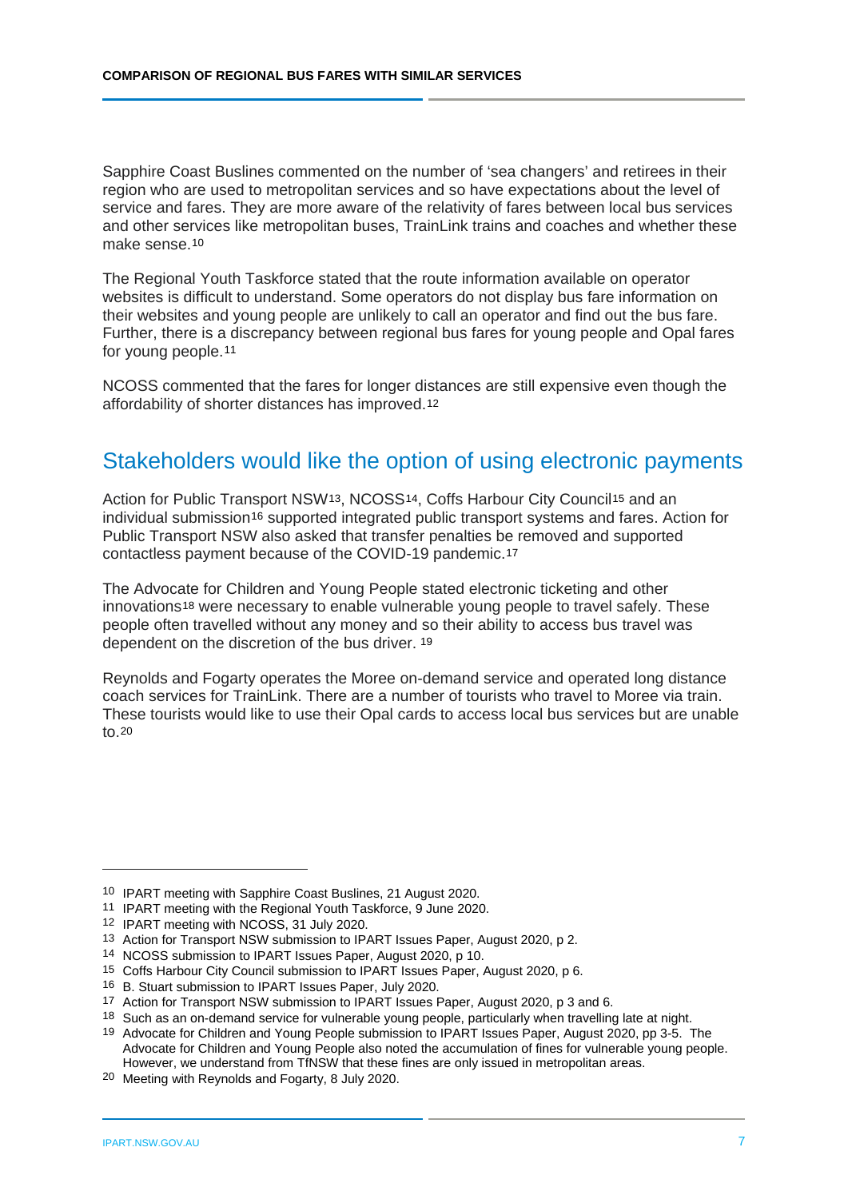Sapphire Coast Buslines commented on the number of 'sea changers' and retirees in their region who are used to metropolitan services and so have expectations about the level of service and fares. They are more aware of the relativity of fares between local bus services and other services like metropolitan buses, TrainLink trains and coaches and whether these make sense.[10]

The Regional Youth Taskforce stated that the route information available on operator websites is difficult to understand. Some operators do not display bus fare information on their websites and young people are unlikely to call an operator and find out the bus fare. Further, there is a discrepancy between regional bus fares for young people and Opal fares for young people.[11]

NCOSS commented that the fares for longer distances are still expensive even though the affordability of shorter distances has improved.[12]

## Stakeholders would like the option of using electronic payments

Action for Public Transport NSW[13], NCOSS[14], Coffs Harbour City Council[15] and an individual submission[16] supported integrated public transport systems and fares. Action for Public Transport NSW also asked that transfer penalties be removed and supported contactless payment because of the COVID-19 pandemic.[17]

The Advocate for Children and Young People stated electronic ticketing and other innovations[18] were necessary to enable vulnerable young people to travel safely. These people often travelled without any money and so their ability to access bus travel was dependent on the discretion of the bus driver. [19]

Reynolds and Fogarty operates the Moree on-demand service and operated long distance coach services for TrainLink. There are a number of tourists who travel to Moree via train. These tourists would like to use their Opal cards to access local bus services but are unable to.[20]

---

[10] IPART meeting with Sapphire Coast Buslines, 21 August 2020.

[11] IPART meeting with the Regional Youth Taskforce, 9 June 2020.

[12] IPART meeting with NCOSS, 31 July 2020.

[13] Action for Transport NSW submission to IPART Issues Paper, August 2020, p 2.

[14] NCOSS submission to IPART Issues Paper, August 2020, p 10.

[15] Coffs Harbour City Council submission to IPART Issues Paper, August 2020, p 6.

[16] B. Stuart submission to IPART Issues Paper, July 2020.

[17] Action for Transport NSW submission to IPART Issues Paper, August 2020, p 3 and 6.

[18] Such as an on-demand service for vulnerable young people, particularly when travelling late at night.

[19] Advocate for Children and Young People submission to IPART Issues Paper, August 2020, pp 3-5. The Advocate for Children and Young People also noted the accumulation of fines for vulnerable young people. However, we understand from TfNSW that these fines are only issued in metropolitan areas.

[20] Meeting with Reynolds and Fogarty, 8 July 2020.